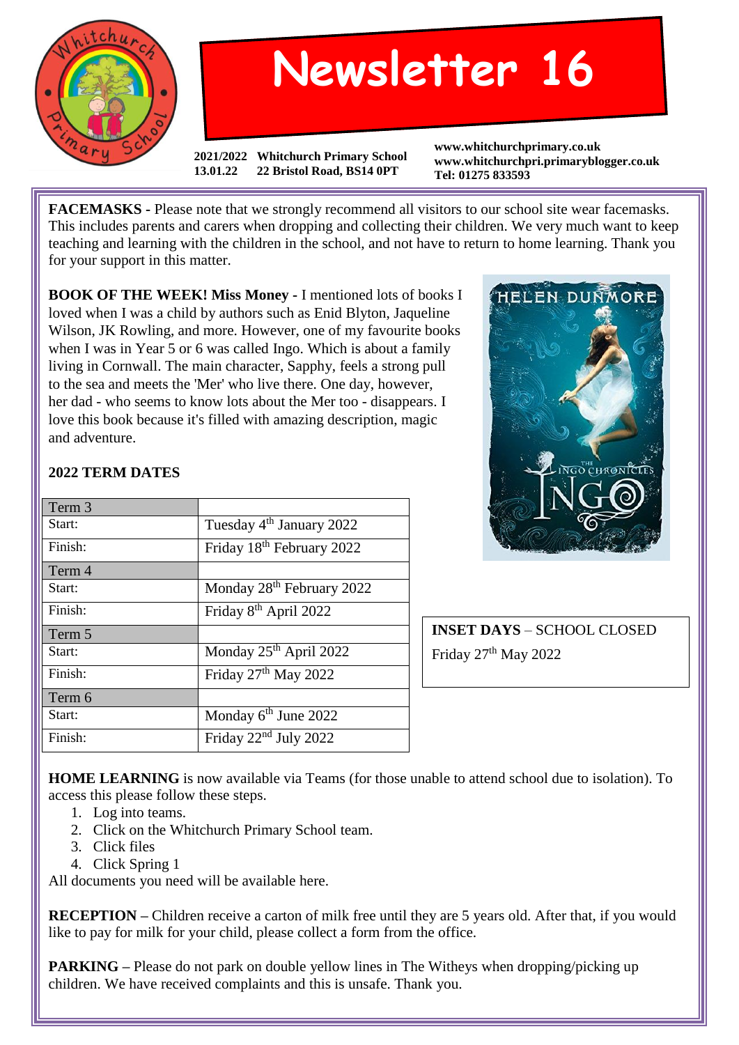# Newsletter 16

2021/2022 Whitchurch Primary School
13.01.22 22 Bristol Road, BS14 0PT

www.whitchurchprimary.co.uk
www.whitchurchpri.primaryblogger.co.uk
Tel: 01275 833593

**FACEMASKS -** Please note that we strongly recommend all visitors to our school site wear facemasks. This includes parents and carers when dropping and collecting their children. We very much want to keep teaching and learning with the children in the school, and not have to return to home learning. Thank you for your support in this matter.

**BOOK OF THE WEEK! Miss Money -** I mentioned lots of books I loved when I was a child by authors such as Enid Blyton, Jaqueline Wilson, JK Rowling, and more. However, one of my favourite books when I was in Year 5 or 6 was called Ingo. Which is about a family living in Cornwall. The main character, Sapphy, feels a strong pull to the sea and meets the 'Mer' who live there. One day, however, her dad - who seems to know lots about the Mer too - disappears. I love this book because it's filled with amazing description, magic and adventure.

**2022 TERM DATES**

| Term 3 | |
|---|---|
| Start: | Tuesday 4th January 2022 |
| Finish: | Friday 18th February 2022 |
| **Term 4** | |
| Start: | Monday 28th February 2022 |
| Finish: | Friday 8th April 2022 |
| **Term 5** | |
| Start: | Monday 25th April 2022 |
| Finish: | Friday 27th May 2022 |
| **Term 6** | |
| Start: | Monday 6th June 2022 |
| Finish: | Friday 22nd July 2022 |

**INSET DAYS** – SCHOOL CLOSED

Friday 27th May 2022

**HOME LEARNING** is now available via Teams (for those unable to attend school due to isolation). To access this please follow these steps.

1. Log into teams.
2. Click on the Whitchurch Primary School team.
3. Click files
4. Click Spring 1

All documents you need will be available here.

**RECEPTION –** Children receive a carton of milk free until they are 5 years old. After that, if you would like to pay for milk for your child, please collect a form from the office.

**PARKING –** Please do not park on double yellow lines in The Witheys when dropping/picking up children. We have received complaints and this is unsafe. Thank you.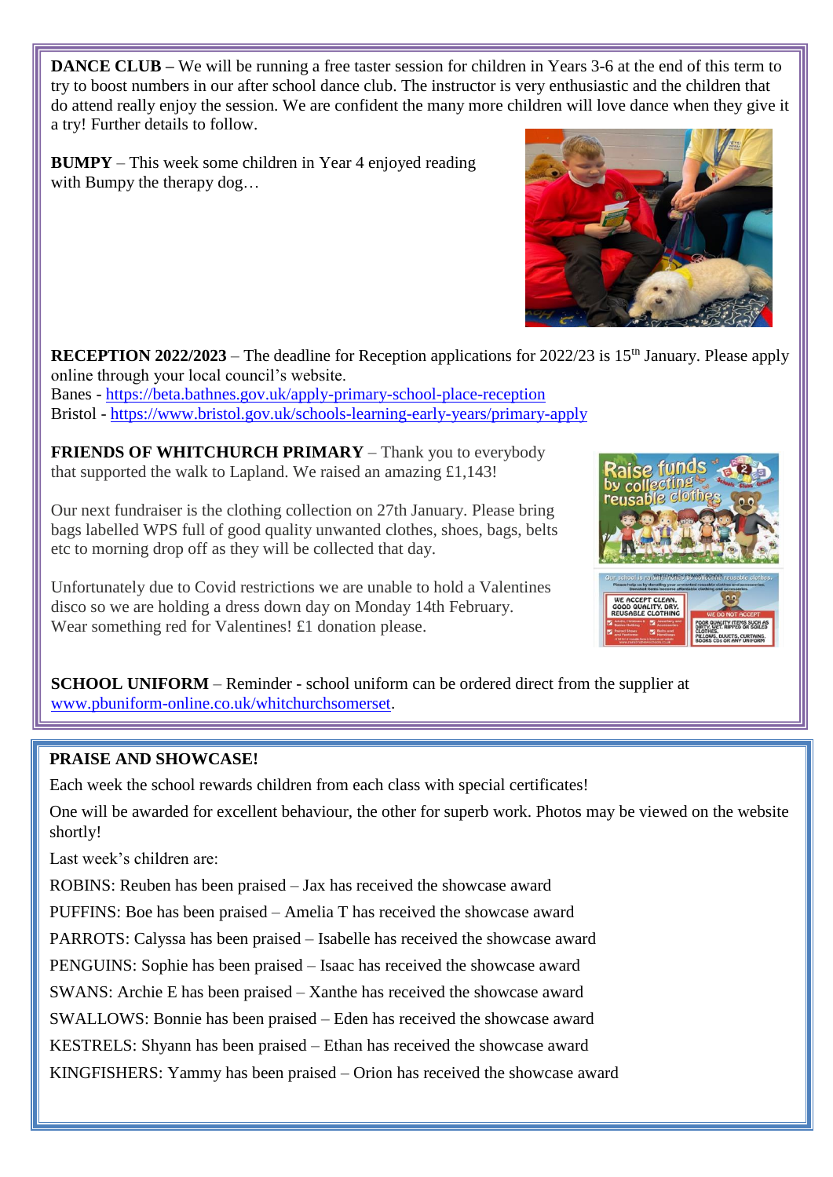**DANCE CLUB –** We will be running a free taster session for children in Years 3-6 at the end of this term to try to boost numbers in our after school dance club. The instructor is very enthusiastic and the children that do attend really enjoy the session. We are confident the many more children will love dance when they give it a try! Further details to follow.

**BUMPY** – This week some children in Year 4 enjoyed reading with Bumpy the therapy dog…

**RECEPTION 2022/2023** – The deadline for Reception applications for 2022/23 is 15th January. Please apply online through your local council's website.
Banes - https://beta.bathnes.gov.uk/apply-primary-school-place-reception
Bristol - https://www.bristol.gov.uk/schools-learning-early-years/primary-apply

**FRIENDS OF WHITCHURCH PRIMARY** – Thank you to everybody that supported the walk to Lapland. We raised an amazing £1,143!

Our next fundraiser is the clothing collection on 27th January. Please bring bags labelled WPS full of good quality unwanted clothes, shoes, bags, belts etc to morning drop off as they will be collected that day.

Unfortunately due to Covid restrictions we are unable to hold a Valentines disco so we are holding a dress down day on Monday 14th February. Wear something red for Valentines! £1 donation please.

**SCHOOL UNIFORM** – Reminder - school uniform can be ordered direct from the supplier at www.pbuniform-online.co.uk/whitchurchsomerset.

**PRAISE AND SHOWCASE!**

Each week the school rewards children from each class with special certificates!

One will be awarded for excellent behaviour, the other for superb work. Photos may be viewed on the website shortly!

Last week's children are:

ROBINS: Reuben has been praised – Jax has received the showcase award

PUFFINS: Boe has been praised – Amelia T has received the showcase award

PARROTS: Calyssa has been praised – Isabelle has received the showcase award

PENGUINS: Sophie has been praised – Isaac has received the showcase award

SWANS: Archie E has been praised – Xanthe has received the showcase award

SWALLOWS: Bonnie has been praised – Eden has received the showcase award

KESTRELS: Shyann has been praised – Ethan has received the showcase award

KINGFISHERS: Yammy has been praised – Orion has received the showcase award